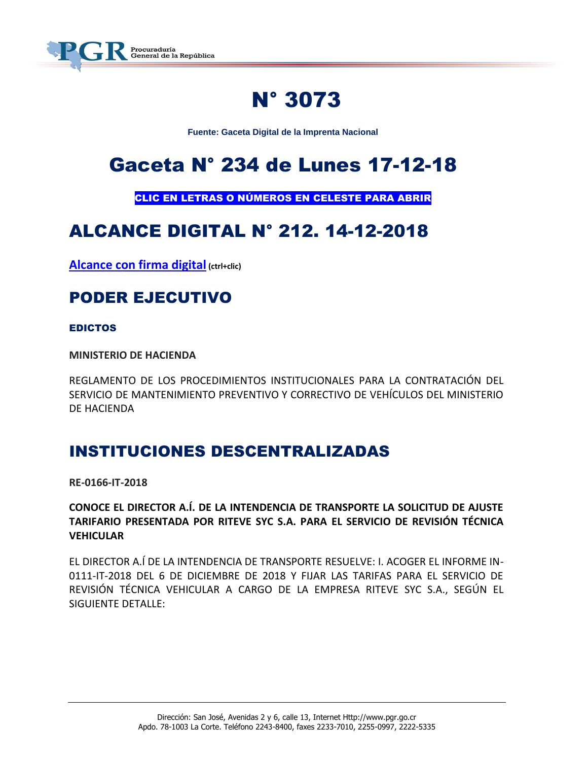# N° 3073

**Fuente: Gaceta Digital de la Imprenta Nacional**

# Gaceta N° 234 de Lunes 17-12-18

CLIC EN LETRAS O NÚMEROS EN CELESTE PARA ABRIR

## ALCANCE DIGITAL N° 212. 14-12-2018

**Alcance con firma digital** **(ctrl+clic)**

## PODER EJECUTIVO

### EDICTOS

**MINISTERIO DE HACIENDA**

REGLAMENTO DE LOS PROCEDIMIENTOS INSTITUCIONALES PARA LA CONTRATACIÓN DEL SERVICIO DE MANTENIMIENTO PREVENTIVO Y CORRECTIVO DE VEHÍCULOS DEL MINISTERIO DE HACIENDA

## INSTITUCIONES DESCENTRALIZADAS

**RE-0166-IT-2018**

**CONOCE EL DIRECTOR A.Í. DE LA INTENDENCIA DE TRANSPORTE LA SOLICITUD DE AJUSTE TARIFARIO PRESENTADA POR RITEVE SYC S.A. PARA EL SERVICIO DE REVISIÓN TÉCNICA VEHICULAR**

EL DIRECTOR A.Í DE LA INTENDENCIA DE TRANSPORTE RESUELVE: I. ACOGER EL INFORME IN-0111-IT-2018 DEL 6 DE DICIEMBRE DE 2018 Y FIJAR LAS TARIFAS PARA EL SERVICIO DE REVISIÓN TÉCNICA VEHICULAR A CARGO DE LA EMPRESA RITEVE SYC S.A., SEGÚN EL SIGUIENTE DETALLE: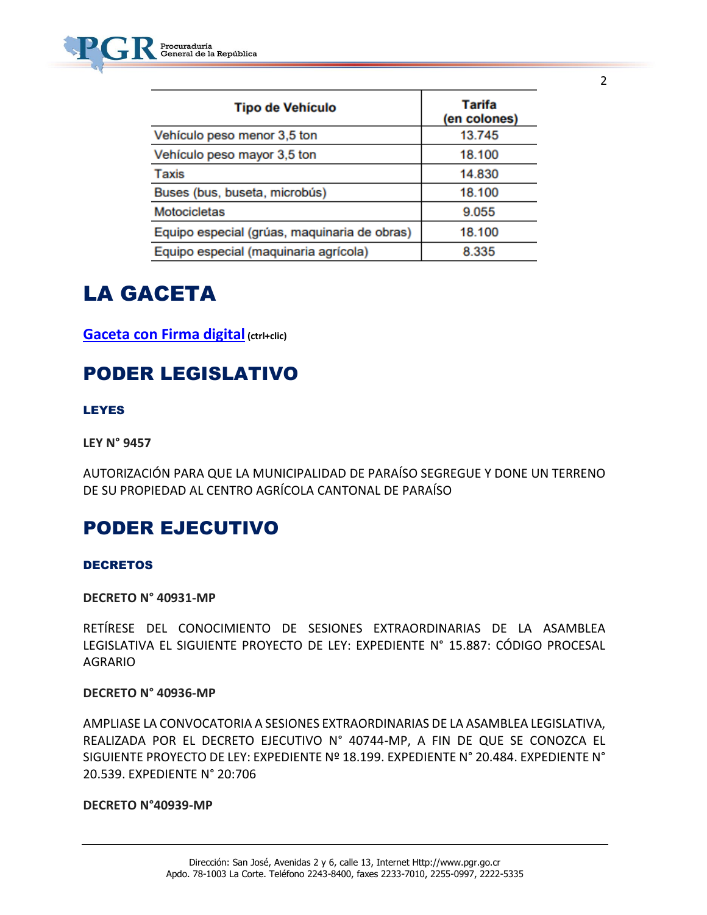| Tipo de Vehículo | Tarifa (en colones) |
|---|---|
| Vehículo peso menor 3,5 ton | 13.745 |
| Vehículo peso mayor 3,5 ton | 18.100 |
| Taxis | 14.830 |
| Buses (bus, buseta, microbús) | 18.100 |
| Motocicletas | 9.055 |
| Equipo especial (grúas, maquinaria de obras) | 18.100 |
| Equipo especial (maquinaria agrícola) | 8.335 |

# LA GACETA

**Gaceta con Firma digital** (ctrl+clic)

# PODER LEGISLATIVO

### LEYES

**LEY N° 9457**

AUTORIZACIÓN PARA QUE LA MUNICIPALIDAD DE PARAÍSO SEGREGUE Y DONE UN TERRENO DE SU PROPIEDAD AL CENTRO AGRÍCOLA CANTONAL DE PARAÍSO

# PODER EJECUTIVO

### DECRETOS

**DECRETO N° 40931-MP**

RETÍRESE DEL CONOCIMIENTO DE SESIONES EXTRAORDINARIAS DE LA ASAMBLEA LEGISLATIVA EL SIGUIENTE PROYECTO DE LEY: EXPEDIENTE N° 15.887: CÓDIGO PROCESAL AGRARIO

**DECRETO N° 40936-MP**

AMPLIASE LA CONVOCATORIA A SESIONES EXTRAORDINARIAS DE LA ASAMBLEA LEGISLATIVA, REALIZADA POR EL DECRETO EJECUTIVO N° 40744-MP, A FIN DE QUE SE CONOZCA EL SIGUIENTE PROYECTO DE LEY: EXPEDIENTE Nº 18.199. EXPEDIENTE N° 20.484. EXPEDIENTE N° 20.539. EXPEDIENTE N° 20:706

**DECRETO N°40939-MP**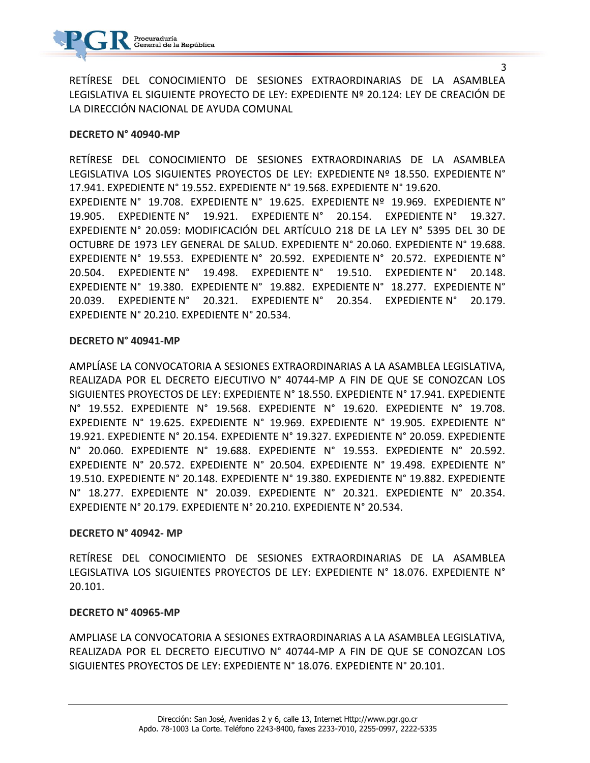RETÍRESE DEL CONOCIMIENTO DE SESIONES EXTRAORDINARIAS DE LA ASAMBLEA LEGISLATIVA EL SIGUIENTE PROYECTO DE LEY: EXPEDIENTE Nº 20.124: LEY DE CREACIÓN DE LA DIRECCIÓN NACIONAL DE AYUDA COMUNAL

**DECRETO N° 40940-MP**

RETÍRESE DEL CONOCIMIENTO DE SESIONES EXTRAORDINARIAS DE LA ASAMBLEA LEGISLATIVA LOS SIGUIENTES PROYECTOS DE LEY: EXPEDIENTE Nº 18.550. EXPEDIENTE N° 17.941. EXPEDIENTE N° 19.552. EXPEDIENTE N° 19.568. EXPEDIENTE N° 19.620.
EXPEDIENTE N° 19.708. EXPEDIENTE N° 19.625. EXPEDIENTE Nº 19.969. EXPEDIENTE N° 19.905. EXPEDIENTE N° 19.921. EXPEDIENTE N° 20.154. EXPEDIENTE N° 19.327. EXPEDIENTE N° 20.059: MODIFICACIÓN DEL ARTÍCULO 218 DE LA LEY N° 5395 DEL 30 DE OCTUBRE DE 1973 LEY GENERAL DE SALUD. EXPEDIENTE N° 20.060. EXPEDIENTE N° 19.688. EXPEDIENTE N° 19.553. EXPEDIENTE N° 20.592. EXPEDIENTE N° 20.572. EXPEDIENTE N° 20.504. EXPEDIENTE N° 19.498. EXPEDIENTE N° 19.510. EXPEDIENTE N° 20.148. EXPEDIENTE N° 19.380. EXPEDIENTE N° 19.882. EXPEDIENTE N° 18.277. EXPEDIENTE N° 20.039. EXPEDIENTE N° 20.321. EXPEDIENTE N° 20.354. EXPEDIENTE N° 20.179. EXPEDIENTE N° 20.210. EXPEDIENTE N° 20.534.

**DECRETO N° 40941-MP**

AMPLÍASE LA CONVOCATORIA A SESIONES EXTRAORDINARIAS A LA ASAMBLEA LEGISLATIVA, REALIZADA POR EL DECRETO EJECUTIVO N° 40744-MP A FIN DE QUE SE CONOZCAN LOS SIGUIENTES PROYECTOS DE LEY: EXPEDIENTE N° 18.550. EXPEDIENTE N° 17.941. EXPEDIENTE N° 19.552. EXPEDIENTE N° 19.568. EXPEDIENTE N° 19.620. EXPEDIENTE N° 19.708. EXPEDIENTE N° 19.625. EXPEDIENTE N° 19.969. EXPEDIENTE N° 19.905. EXPEDIENTE N° 19.921. EXPEDIENTE N° 20.154. EXPEDIENTE N° 19.327. EXPEDIENTE N° 20.059. EXPEDIENTE N° 20.060. EXPEDIENTE N° 19.688. EXPEDIENTE N° 19.553. EXPEDIENTE N° 20.592. EXPEDIENTE N° 20.572. EXPEDIENTE N° 20.504. EXPEDIENTE N° 19.498. EXPEDIENTE N° 19.510. EXPEDIENTE N° 20.148. EXPEDIENTE N° 19.380. EXPEDIENTE N° 19.882. EXPEDIENTE N° 18.277. EXPEDIENTE N° 20.039. EXPEDIENTE N° 20.321. EXPEDIENTE N° 20.354. EXPEDIENTE N° 20.179. EXPEDIENTE N° 20.210. EXPEDIENTE N° 20.534.

**DECRETO N° 40942- MP**

RETÍRESE DEL CONOCIMIENTO DE SESIONES EXTRAORDINARIAS DE LA ASAMBLEA LEGISLATIVA LOS SIGUIENTES PROYECTOS DE LEY: EXPEDIENTE N° 18.076. EXPEDIENTE N° 20.101.

**DECRETO N° 40965-MP**

AMPLIASE LA CONVOCATORIA A SESIONES EXTRAORDINARIAS A LA ASAMBLEA LEGISLATIVA, REALIZADA POR EL DECRETO EJECUTIVO N° 40744-MP A FIN DE QUE SE CONOZCAN LOS SIGUIENTES PROYECTOS DE LEY: EXPEDIENTE N° 18.076. EXPEDIENTE N° 20.101.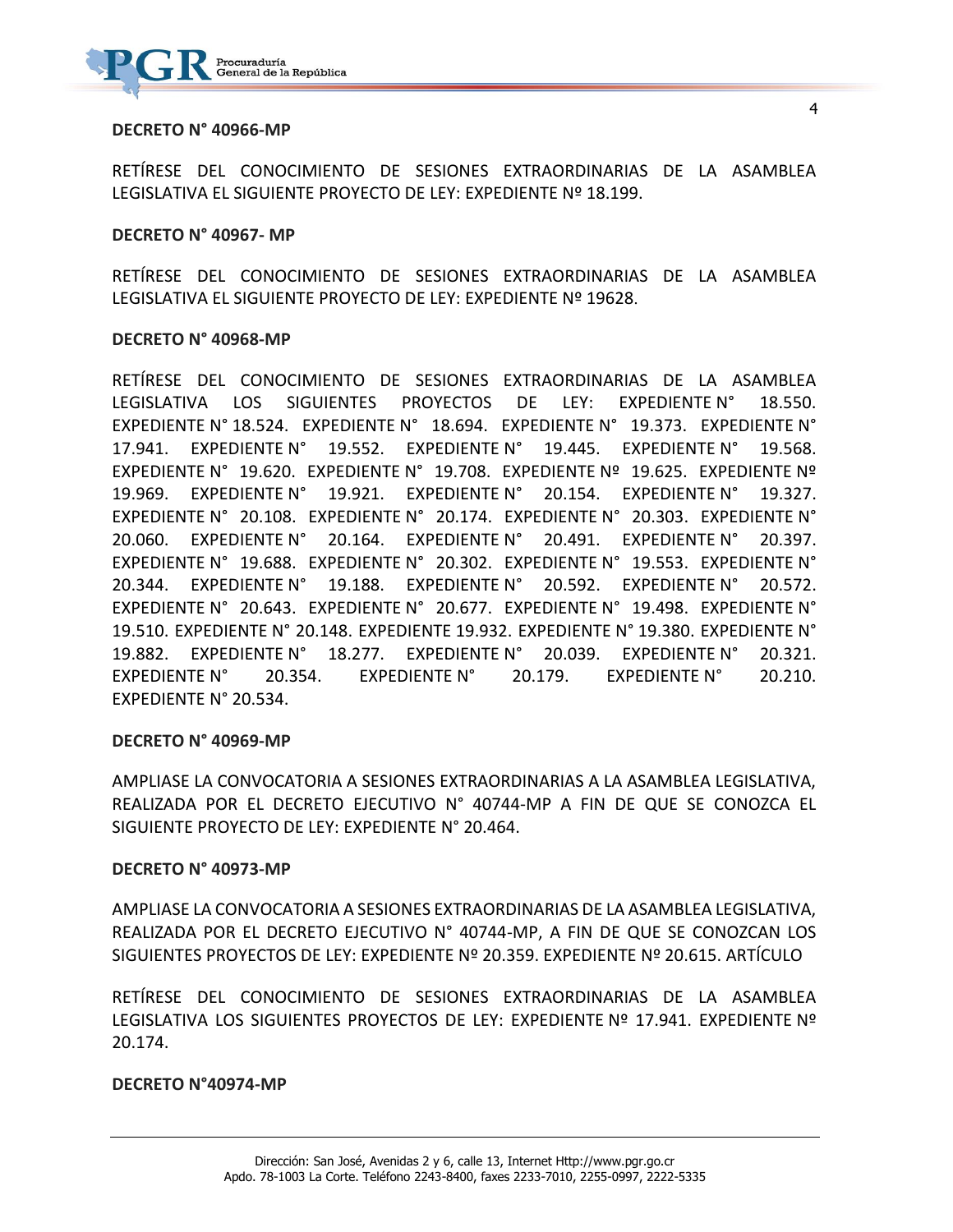**DECRETO N° 40966-MP**

RETÍRESE DEL CONOCIMIENTO DE SESIONES EXTRAORDINARIAS DE LA ASAMBLEA LEGISLATIVA EL SIGUIENTE PROYECTO DE LEY: EXPEDIENTE Nº 18.199.

**DECRETO N° 40967- MP**

RETÍRESE DEL CONOCIMIENTO DE SESIONES EXTRAORDINARIAS DE LA ASAMBLEA LEGISLATIVA EL SIGUIENTE PROYECTO DE LEY: EXPEDIENTE Nº 19628.

**DECRETO N° 40968-MP**

RETÍRESE DEL CONOCIMIENTO DE SESIONES EXTRAORDINARIAS DE LA ASAMBLEA LEGISLATIVA LOS SIGUIENTES PROYECTOS DE LEY: EXPEDIENTE N° 18.550. EXPEDIENTE N° 18.524. EXPEDIENTE N° 18.694. EXPEDIENTE N° 19.373. EXPEDIENTE N° 17.941. EXPEDIENTE N° 19.552. EXPEDIENTE N° 19.445. EXPEDIENTE N° 19.568. EXPEDIENTE N° 19.620. EXPEDIENTE N° 19.708. EXPEDIENTE Nº 19.625. EXPEDIENTE Nº 19.969. EXPEDIENTE N° 19.921. EXPEDIENTE N° 20.154. EXPEDIENTE N° 19.327. EXPEDIENTE N° 20.108. EXPEDIENTE N° 20.174. EXPEDIENTE N° 20.303. EXPEDIENTE N° 20.060. EXPEDIENTE N° 20.164. EXPEDIENTE N° 20.491. EXPEDIENTE N° 20.397. EXPEDIENTE N° 19.688. EXPEDIENTE N° 20.302. EXPEDIENTE N° 19.553. EXPEDIENTE N° 20.344. EXPEDIENTE N° 19.188. EXPEDIENTE N° 20.592. EXPEDIENTE N° 20.572. EXPEDIENTE N° 20.643. EXPEDIENTE N° 20.677. EXPEDIENTE N° 19.498. EXPEDIENTE N° 19.510. EXPEDIENTE N° 20.148. EXPEDIENTE 19.932. EXPEDIENTE N° 19.380. EXPEDIENTE N° 19.882. EXPEDIENTE N° 18.277. EXPEDIENTE N° 20.039. EXPEDIENTE N° 20.321. EXPEDIENTE N° 20.354. EXPEDIENTE N° 20.179. EXPEDIENTE N° 20.210. EXPEDIENTE N° 20.534.

**DECRETO N° 40969-MP**

AMPLIASE LA CONVOCATORIA A SESIONES EXTRAORDINARIAS A LA ASAMBLEA LEGISLATIVA, REALIZADA POR EL DECRETO EJECUTIVO N° 40744-MP A FIN DE QUE SE CONOZCA EL SIGUIENTE PROYECTO DE LEY: EXPEDIENTE N° 20.464.

**DECRETO N° 40973-MP**

AMPLIASE LA CONVOCATORIA A SESIONES EXTRAORDINARIAS DE LA ASAMBLEA LEGISLATIVA, REALIZADA POR EL DECRETO EJECUTIVO N° 40744-MP, A FIN DE QUE SE CONOZCAN LOS SIGUIENTES PROYECTOS DE LEY: EXPEDIENTE Nº 20.359. EXPEDIENTE Nº 20.615. ARTÍCULO

RETÍRESE DEL CONOCIMIENTO DE SESIONES EXTRAORDINARIAS DE LA ASAMBLEA LEGISLATIVA LOS SIGUIENTES PROYECTOS DE LEY: EXPEDIENTE Nº 17.941. EXPEDIENTE Nº 20.174.

**DECRETO N°40974-MP**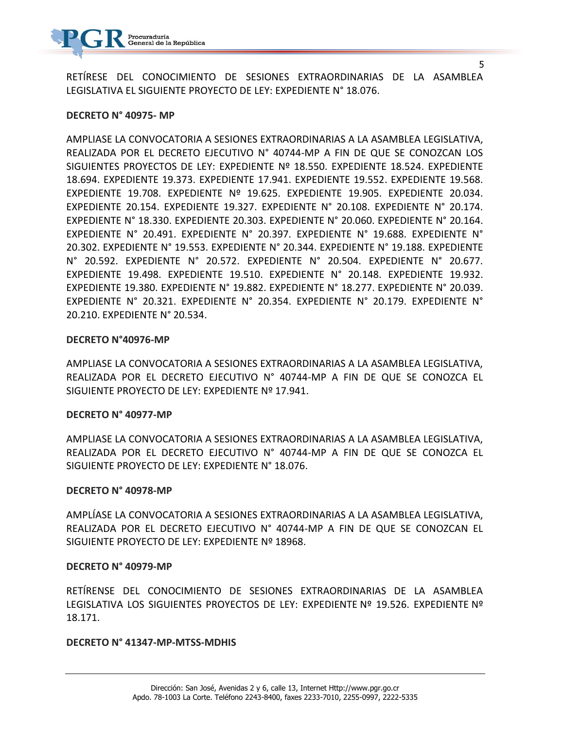RETÍRESE DEL CONOCIMIENTO DE SESIONES EXTRAORDINARIAS DE LA ASAMBLEA LEGISLATIVA EL SIGUIENTE PROYECTO DE LEY: EXPEDIENTE N° 18.076.

**DECRETO N° 40975- MP**

AMPLIASE LA CONVOCATORIA A SESIONES EXTRAORDINARIAS A LA ASAMBLEA LEGISLATIVA, REALIZADA POR EL DECRETO EJECUTIVO N° 40744-MP A FIN DE QUE SE CONOZCAN LOS SIGUIENTES PROYECTOS DE LEY: EXPEDIENTE Nº 18.550. EXPEDIENTE 18.524. EXPEDIENTE 18.694. EXPEDIENTE 19.373. EXPEDIENTE 17.941. EXPEDIENTE 19.552. EXPEDIENTE 19.568. EXPEDIENTE 19.708. EXPEDIENTE Nº 19.625. EXPEDIENTE 19.905. EXPEDIENTE 20.034. EXPEDIENTE 20.154. EXPEDIENTE 19.327. EXPEDIENTE N° 20.108. EXPEDIENTE N° 20.174. EXPEDIENTE N° 18.330. EXPEDIENTE 20.303. EXPEDIENTE N° 20.060. EXPEDIENTE N° 20.164. EXPEDIENTE N° 20.491. EXPEDIENTE N° 20.397. EXPEDIENTE N° 19.688. EXPEDIENTE N° 20.302. EXPEDIENTE N° 19.553. EXPEDIENTE N° 20.344. EXPEDIENTE N° 19.188. EXPEDIENTE N° 20.592. EXPEDIENTE N° 20.572. EXPEDIENTE N° 20.504. EXPEDIENTE N° 20.677. EXPEDIENTE 19.498. EXPEDIENTE 19.510. EXPEDIENTE N° 20.148. EXPEDIENTE 19.932. EXPEDIENTE 19.380. EXPEDIENTE N° 19.882. EXPEDIENTE N° 18.277. EXPEDIENTE N° 20.039. EXPEDIENTE N° 20.321. EXPEDIENTE N° 20.354. EXPEDIENTE N° 20.179. EXPEDIENTE N° 20.210. EXPEDIENTE N° 20.534.

**DECRETO N°40976-MP**

AMPLIASE LA CONVOCATORIA A SESIONES EXTRAORDINARIAS A LA ASAMBLEA LEGISLATIVA, REALIZADA POR EL DECRETO EJECUTIVO N° 40744-MP A FIN DE QUE SE CONOZCA EL SIGUIENTE PROYECTO DE LEY: EXPEDIENTE Nº 17.941.

**DECRETO N° 40977-MP**

AMPLIASE LA CONVOCATORIA A SESIONES EXTRAORDINARIAS A LA ASAMBLEA LEGISLATIVA, REALIZADA POR EL DECRETO EJECUTIVO N° 40744-MP A FIN DE QUE SE CONOZCA EL SIGUIENTE PROYECTO DE LEY: EXPEDIENTE N° 18.076.

**DECRETO N° 40978-MP**

AMPLÍASE LA CONVOCATORIA A SESIONES EXTRAORDINARIAS A LA ASAMBLEA LEGISLATIVA, REALIZADA POR EL DECRETO EJECUTIVO N° 40744-MP A FIN DE QUE SE CONOZCAN EL SIGUIENTE PROYECTO DE LEY: EXPEDIENTE Nº 18968.

**DECRETO N° 40979-MP**

RETÍRENSE DEL CONOCIMIENTO DE SESIONES EXTRAORDINARIAS DE LA ASAMBLEA LEGISLATIVA LOS SIGUIENTES PROYECTOS DE LEY: EXPEDIENTE Nº 19.526. EXPEDIENTE Nº 18.171.

**DECRETO N° 41347-MP-MTSS-MDHIS**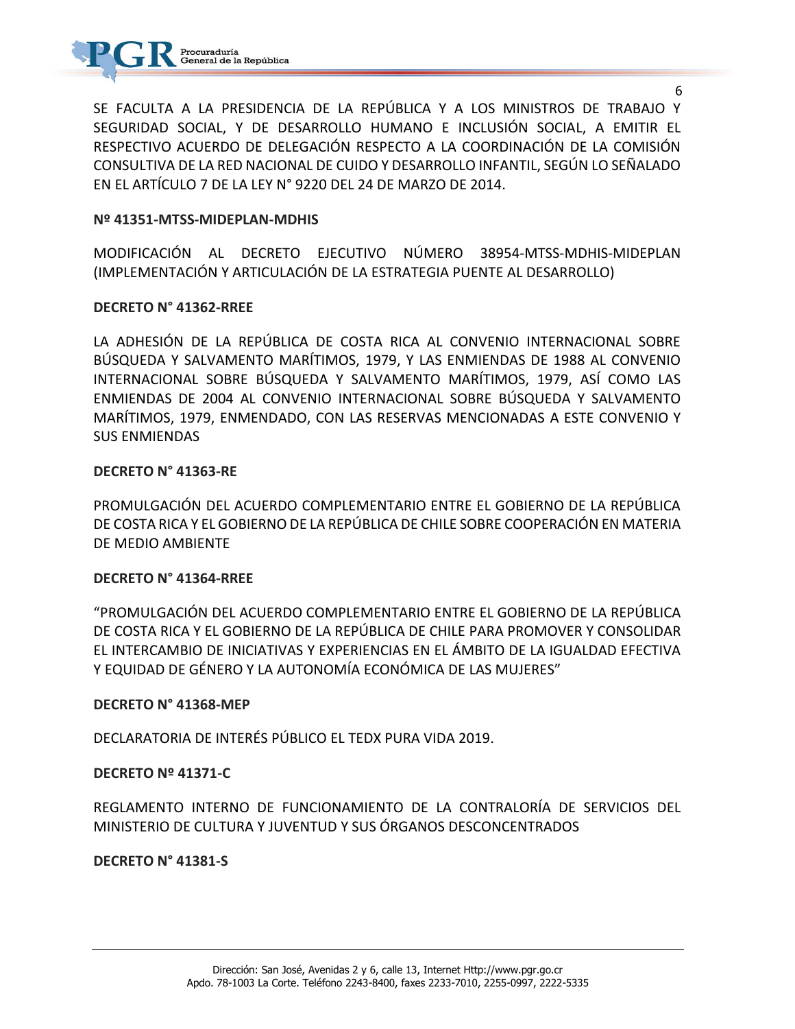SE FACULTA A LA PRESIDENCIA DE LA REPÚBLICA Y A LOS MINISTROS DE TRABAJO Y SEGURIDAD SOCIAL, Y DE DESARROLLO HUMANO E INCLUSIÓN SOCIAL, A EMITIR EL RESPECTIVO ACUERDO DE DELEGACIÓN RESPECTO A LA COORDINACIÓN DE LA COMISIÓN CONSULTIVA DE LA RED NACIONAL DE CUIDO Y DESARROLLO INFANTIL, SEGÚN LO SEÑALADO EN EL ARTÍCULO 7 DE LA LEY N° 9220 DEL 24 DE MARZO DE 2014.

**Nº 41351-MTSS-MIDEPLAN-MDHIS**

MODIFICACIÓN AL DECRETO EJECUTIVO NÚMERO 38954-MTSS-MDHIS-MIDEPLAN (IMPLEMENTACIÓN Y ARTICULACIÓN DE LA ESTRATEGIA PUENTE AL DESARROLLO)

**DECRETO N° 41362-RREE**

LA ADHESIÓN DE LA REPÚBLICA DE COSTA RICA AL CONVENIO INTERNACIONAL SOBRE BÚSQUEDA Y SALVAMENTO MARÍTIMOS, 1979, Y LAS ENMIENDAS DE 1988 AL CONVENIO INTERNACIONAL SOBRE BÚSQUEDA Y SALVAMENTO MARÍTIMOS, 1979, ASÍ COMO LAS ENMIENDAS DE 2004 AL CONVENIO INTERNACIONAL SOBRE BÚSQUEDA Y SALVAMENTO MARÍTIMOS, 1979, ENMENDADO, CON LAS RESERVAS MENCIONADAS A ESTE CONVENIO Y SUS ENMIENDAS

**DECRETO N° 41363-RE**

PROMULGACIÓN DEL ACUERDO COMPLEMENTARIO ENTRE EL GOBIERNO DE LA REPÚBLICA DE COSTA RICA Y EL GOBIERNO DE LA REPÚBLICA DE CHILE SOBRE COOPERACIÓN EN MATERIA DE MEDIO AMBIENTE

**DECRETO N° 41364-RREE**

"PROMULGACIÓN DEL ACUERDO COMPLEMENTARIO ENTRE EL GOBIERNO DE LA REPÚBLICA DE COSTA RICA Y EL GOBIERNO DE LA REPÚBLICA DE CHILE PARA PROMOVER Y CONSOLIDAR EL INTERCAMBIO DE INICIATIVAS Y EXPERIENCIAS EN EL ÁMBITO DE LA IGUALDAD EFECTIVA Y EQUIDAD DE GÉNERO Y LA AUTONOMÍA ECONÓMICA DE LAS MUJERES"

**DECRETO N° 41368-MEP**

DECLARATORIA DE INTERÉS PÚBLICO EL TEDX PURA VIDA 2019.

**DECRETO Nº 41371-C**

REGLAMENTO INTERNO DE FUNCIONAMIENTO DE LA CONTRALORÍA DE SERVICIOS DEL MINISTERIO DE CULTURA Y JUVENTUD Y SUS ÓRGANOS DESCONCENTRADOS

**DECRETO N° 41381-S**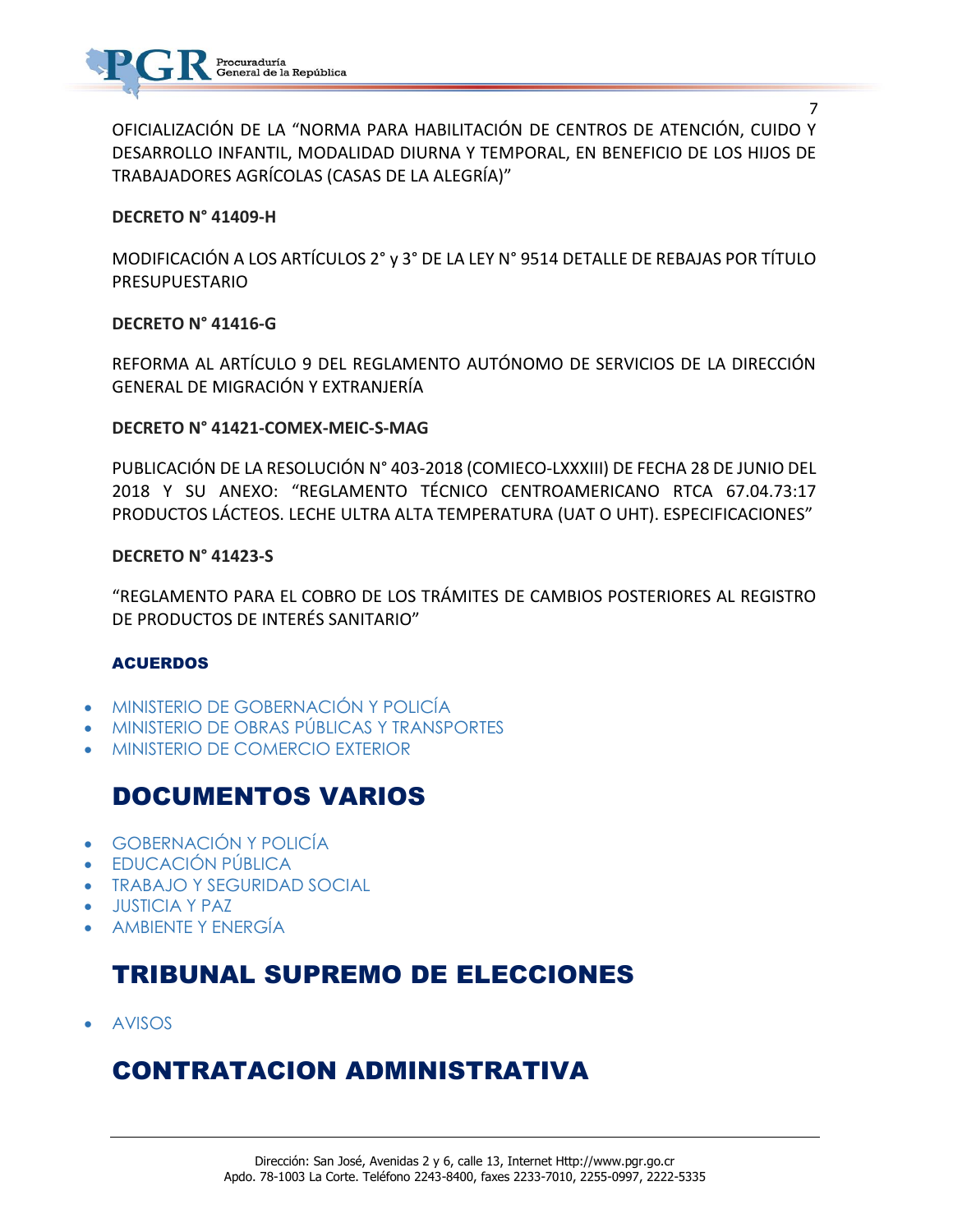OFICIALIZACIÓN DE LA "NORMA PARA HABILITACIÓN DE CENTROS DE ATENCIÓN, CUIDO Y DESARROLLO INFANTIL, MODALIDAD DIURNA Y TEMPORAL, EN BENEFICIO DE LOS HIJOS DE TRABAJADORES AGRÍCOLAS (CASAS DE LA ALEGRÍA)"

**DECRETO N° 41409-H**

MODIFICACIÓN A LOS ARTÍCULOS 2° y 3° DE LA LEY N° 9514 DETALLE DE REBAJAS POR TÍTULO PRESUPUESTARIO

**DECRETO N° 41416-G**

REFORMA AL ARTÍCULO 9 DEL REGLAMENTO AUTÓNOMO DE SERVICIOS DE LA DIRECCIÓN GENERAL DE MIGRACIÓN Y EXTRANJERÍA

**DECRETO N° 41421-COMEX-MEIC-S-MAG**

PUBLICACIÓN DE LA RESOLUCIÓN N° 403-2018 (COMIECO-LXXXIII) DE FECHA 28 DE JUNIO DEL 2018 Y SU ANEXO: "REGLAMENTO TÉCNICO CENTROAMERICANO RTCA 67.04.73:17 PRODUCTOS LÁCTEOS. LECHE ULTRA ALTA TEMPERATURA (UAT O UHT). ESPECIFICACIONES"

**DECRETO N° 41423-S**

"REGLAMENTO PARA EL COBRO DE LOS TRÁMITES DE CAMBIOS POSTERIORES AL REGISTRO DE PRODUCTOS DE INTERÉS SANITARIO"

### ACUERDOS

- MINISTERIO DE GOBERNACIÓN Y POLICÍA
- MINISTERIO DE OBRAS PÚBLICAS Y TRANSPORTES
- MINISTERIO DE COMERCIO EXTERIOR

## DOCUMENTOS VARIOS

- GOBERNACIÓN Y POLICÍA
- EDUCACIÓN PÚBLICA
- TRABAJO Y SEGURIDAD SOCIAL
- JUSTICIA Y PAZ
- AMBIENTE Y ENERGÍA

## TRIBUNAL SUPREMO DE ELECCIONES

- AVISOS

## CONTRATACION ADMINISTRATIVA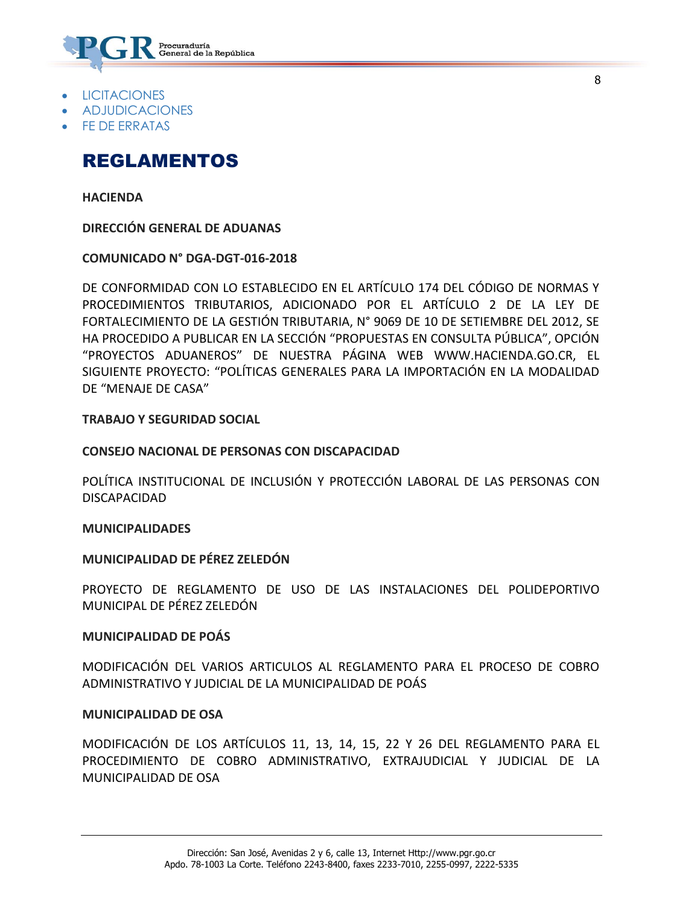- LICITACIONES
- ADJUDICACIONES
- FE DE ERRATAS

# REGLAMENTOS

**HACIENDA**

**DIRECCIÓN GENERAL DE ADUANAS**

**COMUNICADO N° DGA-DGT-016-2018**

DE CONFORMIDAD CON LO ESTABLECIDO EN EL ARTÍCULO 174 DEL CÓDIGO DE NORMAS Y PROCEDIMIENTOS TRIBUTARIOS, ADICIONADO POR EL ARTÍCULO 2 DE LA LEY DE FORTALECIMIENTO DE LA GESTIÓN TRIBUTARIA, N° 9069 DE 10 DE SETIEMBRE DEL 2012, SE HA PROCEDIDO A PUBLICAR EN LA SECCIÓN "PROPUESTAS EN CONSULTA PÚBLICA", OPCIÓN "PROYECTOS ADUANEROS" DE NUESTRA PÁGINA WEB WWW.HACIENDA.GO.CR, EL SIGUIENTE PROYECTO: "POLÍTICAS GENERALES PARA LA IMPORTACIÓN EN LA MODALIDAD DE "MENAJE DE CASA"

**TRABAJO Y SEGURIDAD SOCIAL**

**CONSEJO NACIONAL DE PERSONAS CON DISCAPACIDAD**

POLÍTICA INSTITUCIONAL DE INCLUSIÓN Y PROTECCIÓN LABORAL DE LAS PERSONAS CON DISCAPACIDAD

**MUNICIPALIDADES**

**MUNICIPALIDAD DE PÉREZ ZELEDÓN**

PROYECTO DE REGLAMENTO DE USO DE LAS INSTALACIONES DEL POLIDEPORTIVO MUNICIPAL DE PÉREZ ZELEDÓN

**MUNICIPALIDAD DE POÁS**

MODIFICACIÓN DEL VARIOS ARTICULOS AL REGLAMENTO PARA EL PROCESO DE COBRO ADMINISTRATIVO Y JUDICIAL DE LA MUNICIPALIDAD DE POÁS

**MUNICIPALIDAD DE OSA**

MODIFICACIÓN DE LOS ARTÍCULOS 11, 13, 14, 15, 22 Y 26 DEL REGLAMENTO PARA EL PROCEDIMIENTO DE COBRO ADMINISTRATIVO, EXTRAJUDICIAL Y JUDICIAL DE LA MUNICIPALIDAD DE OSA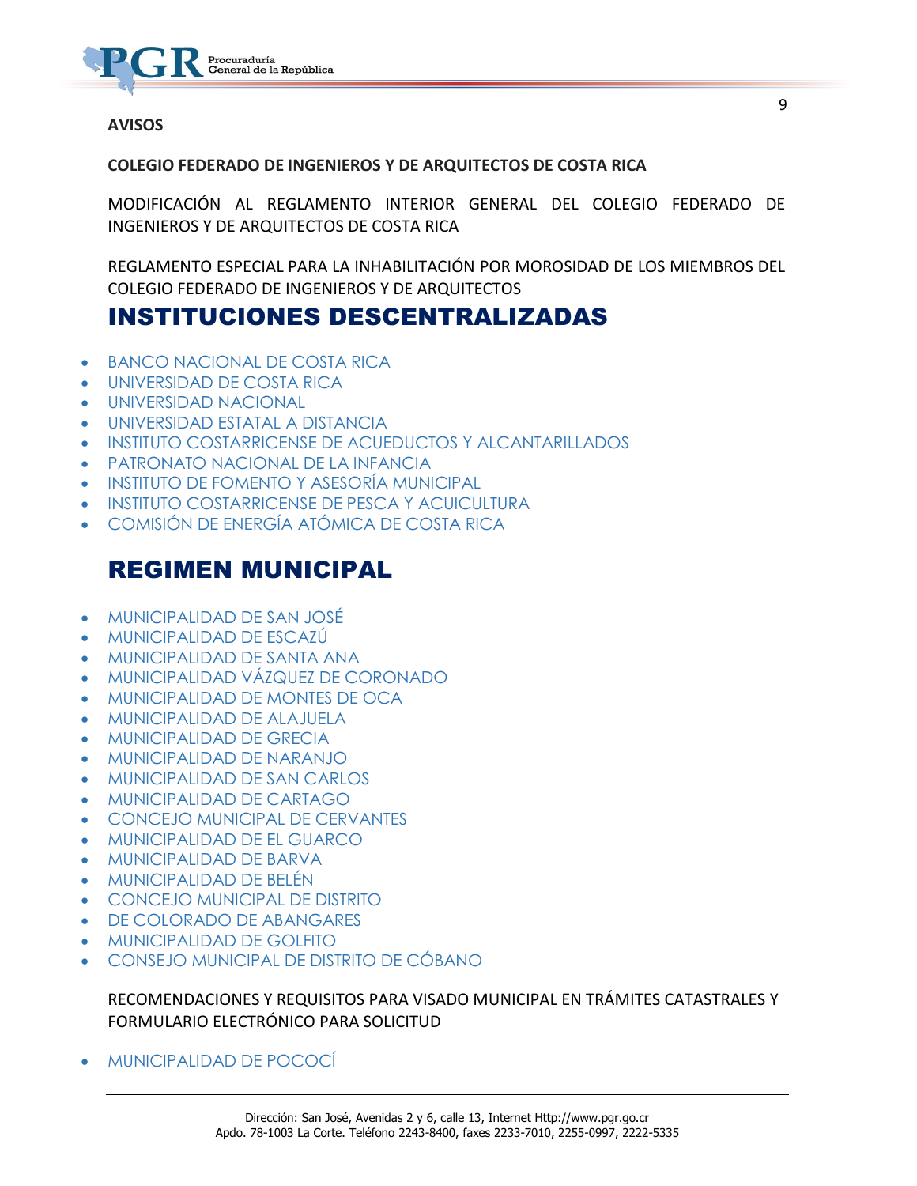**AVISOS**

**COLEGIO FEDERADO DE INGENIEROS Y DE ARQUITECTOS DE COSTA RICA**

MODIFICACIÓN AL REGLAMENTO INTERIOR GENERAL DEL COLEGIO FEDERADO DE INGENIEROS Y DE ARQUITECTOS DE COSTA RICA

REGLAMENTO ESPECIAL PARA LA INHABILITACIÓN POR MOROSIDAD DE LOS MIEMBROS DEL COLEGIO FEDERADO DE INGENIEROS Y DE ARQUITECTOS

# INSTITUCIONES DESCENTRALIZADAS

- BANCO NACIONAL DE COSTA RICA
- UNIVERSIDAD DE COSTA RICA
- UNIVERSIDAD NACIONAL
- UNIVERSIDAD ESTATAL A DISTANCIA
- INSTITUTO COSTARRICENSE DE ACUEDUCTOS Y ALCANTARILLADOS
- PATRONATO NACIONAL DE LA INFANCIA
- INSTITUTO DE FOMENTO Y ASESORÍA MUNICIPAL
- INSTITUTO COSTARRICENSE DE PESCA Y ACUICULTURA
- COMISIÓN DE ENERGÍA ATÓMICA DE COSTA RICA

# REGIMEN MUNICIPAL

- MUNICIPALIDAD DE SAN JOSÉ
- MUNICIPALIDAD DE ESCAZÚ
- MUNICIPALIDAD DE SANTA ANA
- MUNICIPALIDAD VÁZQUEZ DE CORONADO
- MUNICIPALIDAD DE MONTES DE OCA
- MUNICIPALIDAD DE ALAJUELA
- MUNICIPALIDAD DE GRECIA
- MUNICIPALIDAD DE NARANJO
- MUNICIPALIDAD DE SAN CARLOS
- MUNICIPALIDAD DE CARTAGO
- CONCEJO MUNICIPAL DE CERVANTES
- MUNICIPALIDAD DE EL GUARCO
- MUNICIPALIDAD DE BARVA
- MUNICIPALIDAD DE BELÉN
- CONCEJO MUNICIPAL DE DISTRITO
- DE COLORADO DE ABANGARES
- MUNICIPALIDAD DE GOLFITO
- CONSEJO MUNICIPAL DE DISTRITO DE CÓBANO

RECOMENDACIONES Y REQUISITOS PARA VISADO MUNICIPAL EN TRÁMITES CATASTRALES Y FORMULARIO ELECTRÓNICO PARA SOLICITUD

- MUNICIPALIDAD DE POCOCÍ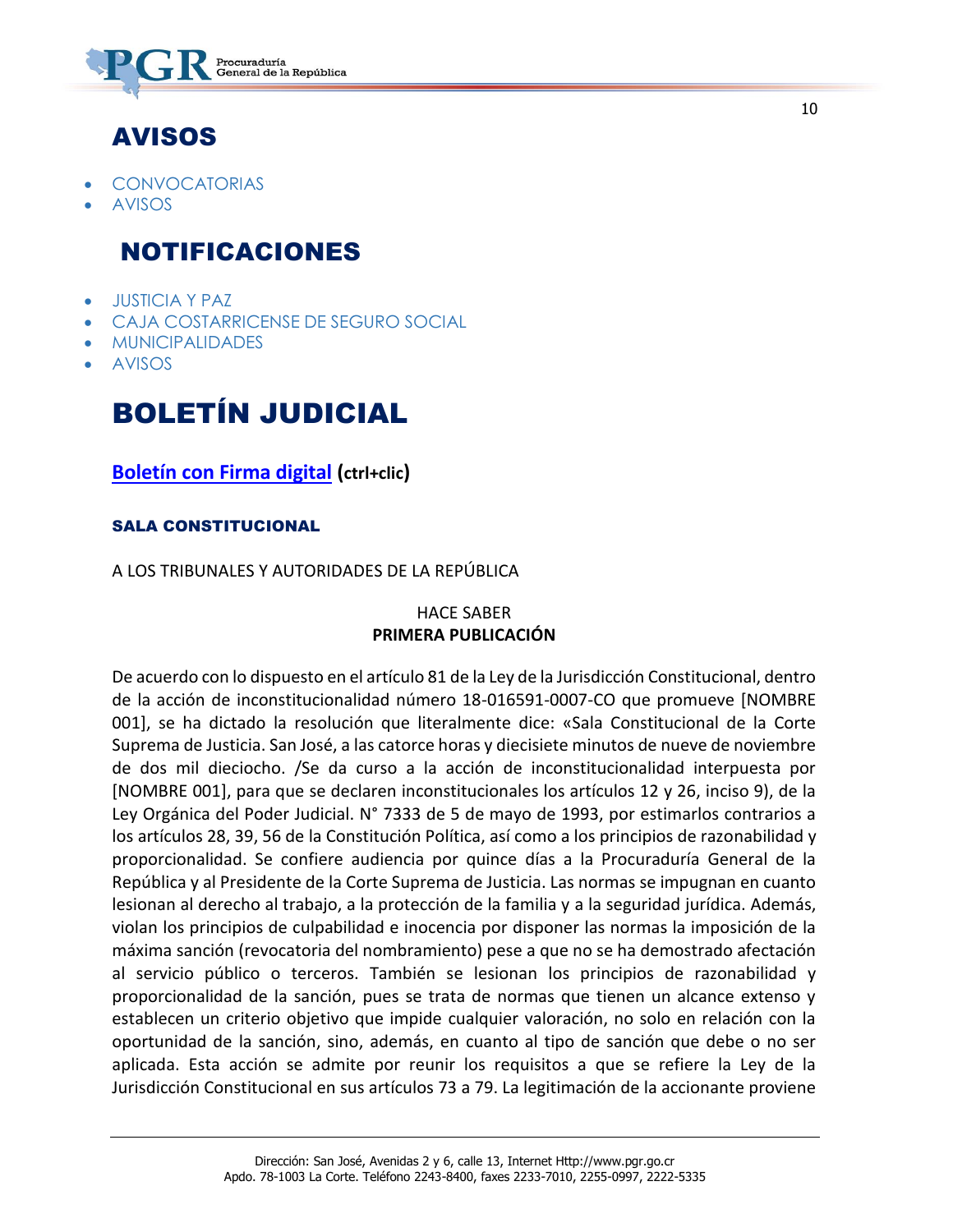# AVISOS

- CONVOCATORIAS
- AVISOS

# NOTIFICACIONES

- JUSTICIA Y PAZ
- CAJA COSTARRICENSE DE SEGURO SOCIAL
- MUNICIPALIDADES
- AVISOS

# BOLETÍN JUDICIAL

**Boletín con Firma digital (ctrl+clic)**

### SALA CONSTITUCIONAL

A LOS TRIBUNALES Y AUTORIDADES DE LA REPÚBLICA

HACE SABER

**PRIMERA PUBLICACIÓN**

De acuerdo con lo dispuesto en el artículo 81 de la Ley de la Jurisdicción Constitucional, dentro de la acción de inconstitucionalidad número 18-016591-0007-CO que promueve [NOMBRE 001], se ha dictado la resolución que literalmente dice: «Sala Constitucional de la Corte Suprema de Justicia. San José, a las catorce horas y diecisiete minutos de nueve de noviembre de dos mil dieciocho. /Se da curso a la acción de inconstitucionalidad interpuesta por [NOMBRE 001], para que se declaren inconstitucionales los artículos 12 y 26, inciso 9), de la Ley Orgánica del Poder Judicial. N° 7333 de 5 de mayo de 1993, por estimarlos contrarios a los artículos 28, 39, 56 de la Constitución Política, así como a los principios de razonabilidad y proporcionalidad. Se confiere audiencia por quince días a la Procuraduría General de la República y al Presidente de la Corte Suprema de Justicia. Las normas se impugnan en cuanto lesionan al derecho al trabajo, a la protección de la familia y a la seguridad jurídica. Además, violan los principios de culpabilidad e inocencia por disponer las normas la imposición de la máxima sanción (revocatoria del nombramiento) pese a que no se ha demostrado afectación al servicio público o terceros. También se lesionan los principios de razonabilidad y proporcionalidad de la sanción, pues se trata de normas que tienen un alcance extenso y establecen un criterio objetivo que impide cualquier valoración, no solo en relación con la oportunidad de la sanción, sino, además, en cuanto al tipo de sanción que debe o no ser aplicada. Esta acción se admite por reunir los requisitos a que se refiere la Ley de la Jurisdicción Constitucional en sus artículos 73 a 79. La legitimación de la accionante proviene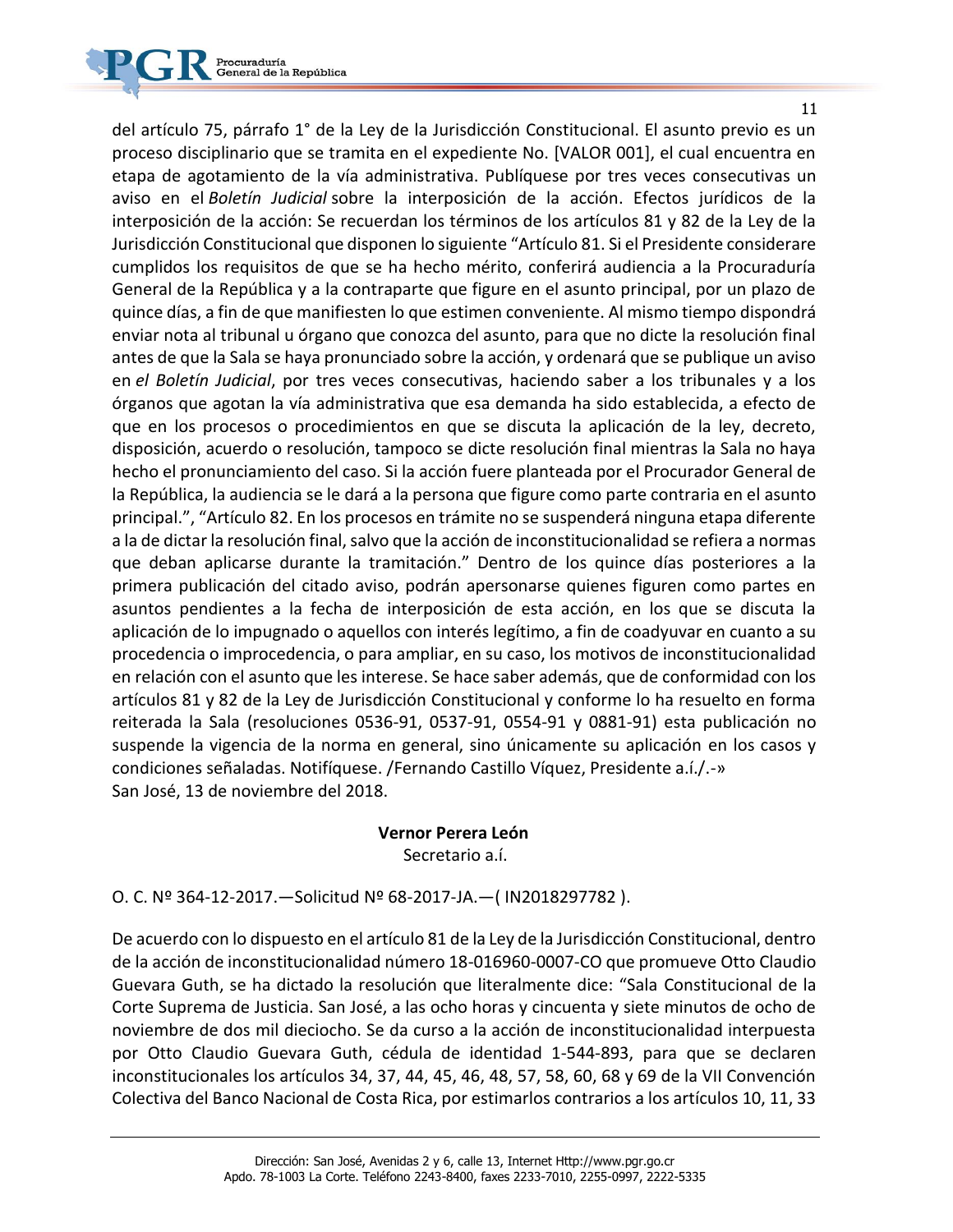del artículo 75, párrafo 1° de la Ley de la Jurisdicción Constitucional. El asunto previo es un proceso disciplinario que se tramita en el expediente No. [VALOR 001], el cual encuentra en etapa de agotamiento de la vía administrativa. Publíquese por tres veces consecutivas un aviso en el *Boletín Judicial* sobre la interposición de la acción. Efectos jurídicos de la interposición de la acción: Se recuerdan los términos de los artículos 81 y 82 de la Ley de la Jurisdicción Constitucional que disponen lo siguiente "Artículo 81. Si el Presidente considerare cumplidos los requisitos de que se ha hecho mérito, conferirá audiencia a la Procuraduría General de la República y a la contraparte que figure en el asunto principal, por un plazo de quince días, a fin de que manifiesten lo que estimen conveniente. Al mismo tiempo dispondrá enviar nota al tribunal u órgano que conozca del asunto, para que no dicte la resolución final antes de que la Sala se haya pronunciado sobre la acción, y ordenará que se publique un aviso en *el Boletín Judicial*, por tres veces consecutivas, haciendo saber a los tribunales y a los órganos que agotan la vía administrativa que esa demanda ha sido establecida, a efecto de que en los procesos o procedimientos en que se discuta la aplicación de la ley, decreto, disposición, acuerdo o resolución, tampoco se dicte resolución final mientras la Sala no haya hecho el pronunciamiento del caso. Si la acción fuere planteada por el Procurador General de la República, la audiencia se le dará a la persona que figure como parte contraria en el asunto principal.", "Artículo 82. En los procesos en trámite no se suspenderá ninguna etapa diferente a la de dictar la resolución final, salvo que la acción de inconstitucionalidad se refiera a normas que deban aplicarse durante la tramitación." Dentro de los quince días posteriores a la primera publicación del citado aviso, podrán apersonarse quienes figuren como partes en asuntos pendientes a la fecha de interposición de esta acción, en los que se discuta la aplicación de lo impugnado o aquellos con interés legítimo, a fin de coadyuvar en cuanto a su procedencia o improcedencia, o para ampliar, en su caso, los motivos de inconstitucionalidad en relación con el asunto que les interese. Se hace saber además, que de conformidad con los artículos 81 y 82 de la Ley de Jurisdicción Constitucional y conforme lo ha resuelto en forma reiterada la Sala (resoluciones 0536-91, 0537-91, 0554-91 y 0881-91) esta publicación no suspende la vigencia de la norma en general, sino únicamente su aplicación en los casos y condiciones señaladas. Notifíquese. /Fernando Castillo Víquez, Presidente a.í./.-»
San José, 13 de noviembre del 2018.

**Vernor Perera León**
Secretario a.í.

O. C. Nº 364-12-2017.—Solicitud Nº 68-2017-JA.—( IN2018297782 ).

De acuerdo con lo dispuesto en el artículo 81 de la Ley de la Jurisdicción Constitucional, dentro de la acción de inconstitucionalidad número 18-016960-0007-CO que promueve Otto Claudio Guevara Guth, se ha dictado la resolución que literalmente dice: "Sala Constitucional de la Corte Suprema de Justicia. San José, a las ocho horas y cincuenta y siete minutos de ocho de noviembre de dos mil dieciocho. Se da curso a la acción de inconstitucionalidad interpuesta por Otto Claudio Guevara Guth, cédula de identidad 1-544-893, para que se declaren inconstitucionales los artículos 34, 37, 44, 45, 46, 48, 57, 58, 60, 68 y 69 de la VII Convención Colectiva del Banco Nacional de Costa Rica, por estimarlos contrarios a los artículos 10, 11, 33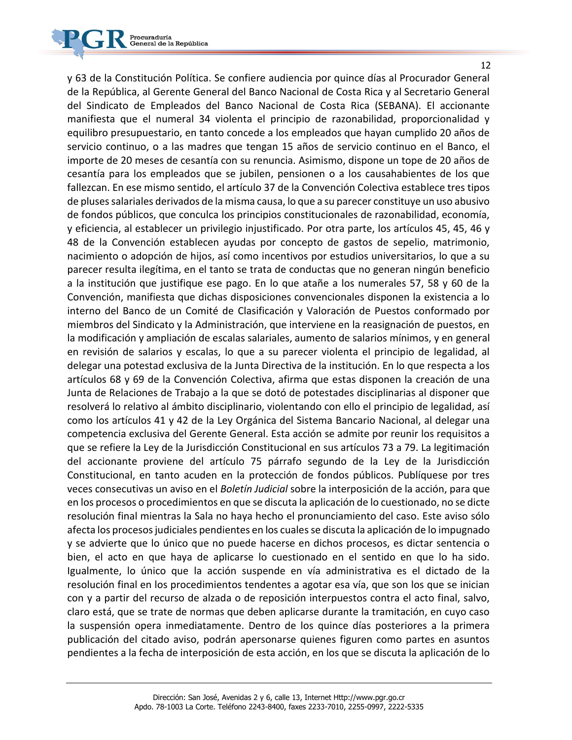y 63 de la Constitución Política. Se confiere audiencia por quince días al Procurador General de la República, al Gerente General del Banco Nacional de Costa Rica y al Secretario General del Sindicato de Empleados del Banco Nacional de Costa Rica (SEBANA). El accionante manifiesta que el numeral 34 violenta el principio de razonabilidad, proporcionalidad y equilibro presupuestario, en tanto concede a los empleados que hayan cumplido 20 años de servicio continuo, o a las madres que tengan 15 años de servicio continuo en el Banco, el importe de 20 meses de cesantía con su renuncia. Asimismo, dispone un tope de 20 años de cesantía para los empleados que se jubilen, pensionen o a los causahabientes de los que fallezcan. En ese mismo sentido, el artículo 37 de la Convención Colectiva establece tres tipos de pluses salariales derivados de la misma causa, lo que a su parecer constituye un uso abusivo de fondos públicos, que conculca los principios constitucionales de razonabilidad, economía, y eficiencia, al establecer un privilegio injustificado. Por otra parte, los artículos 45, 45, 46 y 48 de la Convención establecen ayudas por concepto de gastos de sepelio, matrimonio, nacimiento o adopción de hijos, así como incentivos por estudios universitarios, lo que a su parecer resulta ilegítima, en el tanto se trata de conductas que no generan ningún beneficio a la institución que justifique ese pago. En lo que atañe a los numerales 57, 58 y 60 de la Convención, manifiesta que dichas disposiciones convencionales disponen la existencia a lo interno del Banco de un Comité de Clasificación y Valoración de Puestos conformado por miembros del Sindicato y la Administración, que interviene en la reasignación de puestos, en la modificación y ampliación de escalas salariales, aumento de salarios mínimos, y en general en revisión de salarios y escalas, lo que a su parecer violenta el principio de legalidad, al delegar una potestad exclusiva de la Junta Directiva de la institución. En lo que respecta a los artículos 68 y 69 de la Convención Colectiva, afirma que estas disponen la creación de una Junta de Relaciones de Trabajo a la que se dotó de potestades disciplinarias al disponer que resolverá lo relativo al ámbito disciplinario, violentando con ello el principio de legalidad, así como los artículos 41 y 42 de la Ley Orgánica del Sistema Bancario Nacional, al delegar una competencia exclusiva del Gerente General. Esta acción se admite por reunir los requisitos a que se refiere la Ley de la Jurisdicción Constitucional en sus artículos 73 a 79. La legitimación del accionante proviene del artículo 75 párrafo segundo de la Ley de la Jurisdicción Constitucional, en tanto acuden en la protección de fondos públicos. Publíquese por tres veces consecutivas un aviso en el *Boletín Judicial* sobre la interposición de la acción, para que en los procesos o procedimientos en que se discuta la aplicación de lo cuestionado, no se dicte resolución final mientras la Sala no haya hecho el pronunciamiento del caso. Este aviso sólo afecta los procesos judiciales pendientes en los cuales se discuta la aplicación de lo impugnado y se advierte que lo único que no puede hacerse en dichos procesos, es dictar sentencia o bien, el acto en que haya de aplicarse lo cuestionado en el sentido en que lo ha sido. Igualmente, lo único que la acción suspende en vía administrativa es el dictado de la resolución final en los procedimientos tendentes a agotar esa vía, que son los que se inician con y a partir del recurso de alzada o de reposición interpuestos contra el acto final, salvo, claro está, que se trate de normas que deben aplicarse durante la tramitación, en cuyo caso la suspensión opera inmediatamente. Dentro de los quince días posteriores a la primera publicación del citado aviso, podrán apersonarse quienes figuren como partes en asuntos pendientes a la fecha de interposición de esta acción, en los que se discuta la aplicación de lo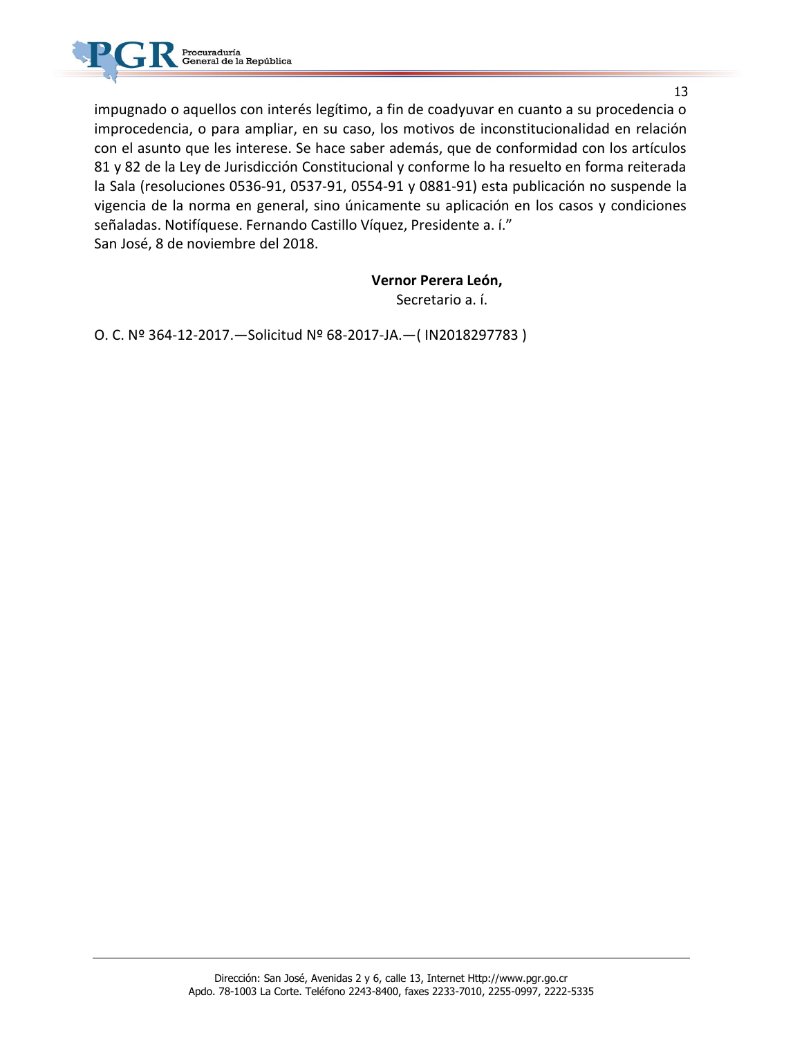impugnado o aquellos con interés legítimo, a fin de coadyuvar en cuanto a su procedencia o improcedencia, o para ampliar, en su caso, los motivos de inconstitucionalidad en relación con el asunto que les interese. Se hace saber además, que de conformidad con los artículos 81 y 82 de la Ley de Jurisdicción Constitucional y conforme lo ha resuelto en forma reiterada la Sala (resoluciones 0536-91, 0537-91, 0554-91 y 0881-91) esta publicación no suspende la vigencia de la norma en general, sino únicamente su aplicación en los casos y condiciones señaladas. Notifíquese. Fernando Castillo Víquez, Presidente a. í."
San José, 8 de noviembre del 2018.

**Vernor Perera León,**
Secretario a. í.

O. C. Nº 364-12-2017.—Solicitud Nº 68-2017-JA.—( IN2018297783 )